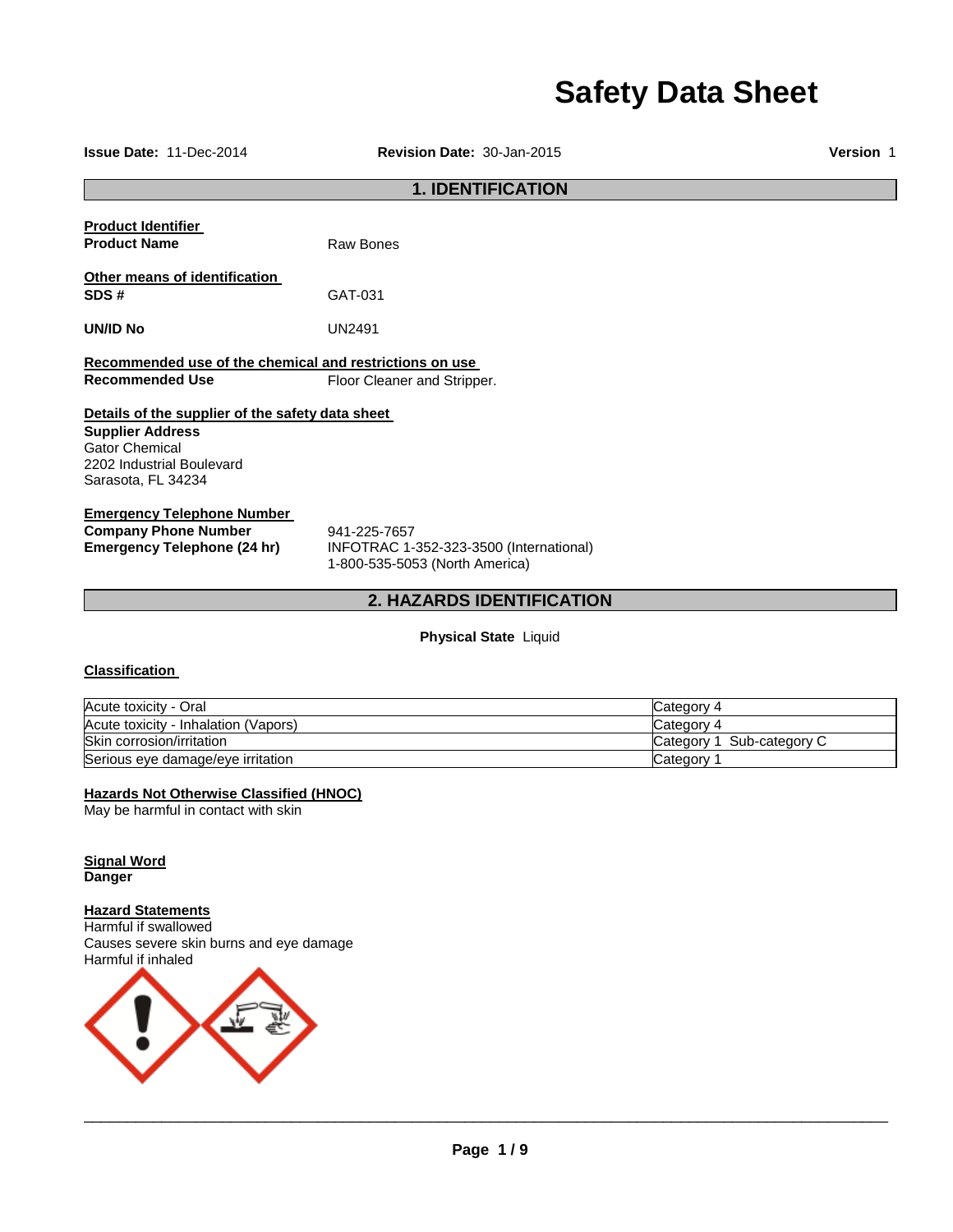# Safety Data Sheet

**Issue Date:** 11-Dec-2014 **Revision Date:** 30-Jan-2015 **Version** 1

## 1. IDENTIFICATION

**Product Identifier**

**Product Name** Raw Bones

**Other means of identification**

**SDS #** GAT-031

**UN/ID No** UN2491

**Recommended use of the chemical and restrictions on use**

**Recommended Use** Floor Cleaner and Stripper.

**Details of the supplier of the safety data sheet**

**Supplier Address**
Gator Chemical
2202 Industrial Boulevard
Sarasota, FL 34234

**Emergency Telephone Number**

**Company Phone Number** 941-225-7657

**Emergency Telephone (24 hr)** INFOTRAC 1-352-323-3500 (International)
1-800-535-5053 (North America)

## 2. HAZARDS IDENTIFICATION

**Physical State** Liquid

**Classification**

| | |
|---|---|
| Acute toxicity - Oral | Category 4 |
| Acute toxicity - Inhalation (Vapors) | Category 4 |
| Skin corrosion/irritation | Category 1 Sub-category C |
| Serious eye damage/eye irritation | Category 1 |

**Hazards Not Otherwise Classified (HNOC)**
May be harmful in contact with skin

**Signal Word**
**Danger**

**Hazard Statements**
Harmful if swallowed
Causes severe skin burns and eye damage
Harmful if inhaled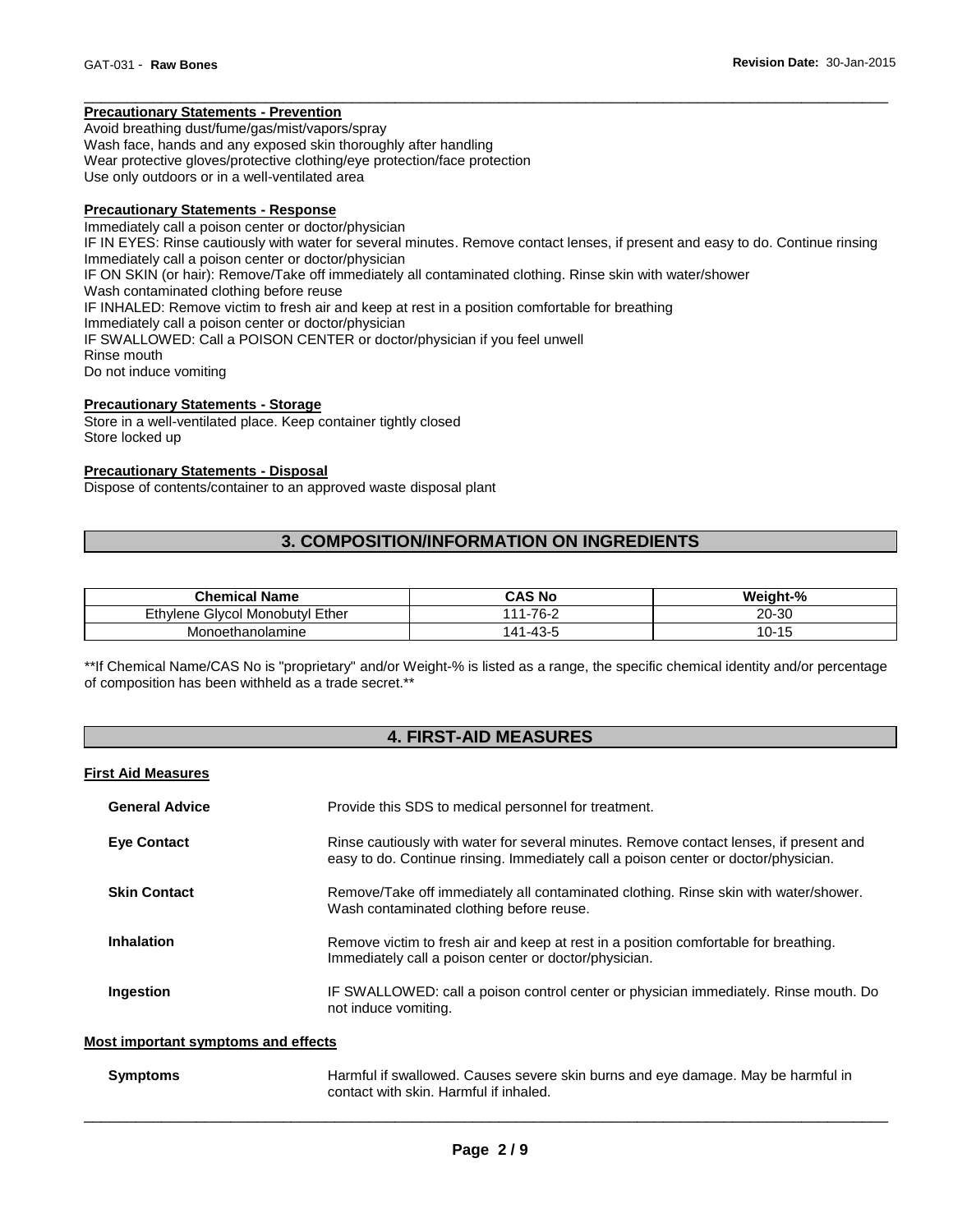#### Precautionary Statements - Prevention

Avoid breathing dust/fume/gas/mist/vapors/spray
Wash face, hands and any exposed skin thoroughly after handling
Wear protective gloves/protective clothing/eye protection/face protection
Use only outdoors or in a well-ventilated area

#### Precautionary Statements - Response

Immediately call a poison center or doctor/physician
IF IN EYES: Rinse cautiously with water for several minutes. Remove contact lenses, if present and easy to do. Continue rinsing
Immediately call a poison center or doctor/physician
IF ON SKIN (or hair): Remove/Take off immediately all contaminated clothing. Rinse skin with water/shower
Wash contaminated clothing before reuse
IF INHALED: Remove victim to fresh air and keep at rest in a position comfortable for breathing
Immediately call a poison center or doctor/physician
IF SWALLOWED: Call a POISON CENTER or doctor/physician if you feel unwell
Rinse mouth
Do not induce vomiting

#### Precautionary Statements - Storage

Store in a well-ventilated place. Keep container tightly closed
Store locked up

#### Precautionary Statements - Disposal

Dispose of contents/container to an approved waste disposal plant

## 3. COMPOSITION/INFORMATION ON INGREDIENTS

| Chemical Name | CAS No | Weight-% |
|---|---|---|
| Ethylene Glycol Monobutyl Ether | 111-76-2 | 20-30 |
| Monoethanolamine | 141-43-5 | 10-15 |

**If Chemical Name/CAS No is "proprietary" and/or Weight-% is listed as a range, the specific chemical identity and/or percentage of composition has been withheld as a trade secret.**

## 4. FIRST-AID MEASURES

#### First Aid Measures

**General Advice** Provide this SDS to medical personnel for treatment.

**Eye Contact** Rinse cautiously with water for several minutes. Remove contact lenses, if present and easy to do. Continue rinsing. Immediately call a poison center or doctor/physician.

**Skin Contact** Remove/Take off immediately all contaminated clothing. Rinse skin with water/shower. Wash contaminated clothing before reuse.

**Inhalation** Remove victim to fresh air and keep at rest in a position comfortable for breathing. Immediately call a poison center or doctor/physician.

**Ingestion** IF SWALLOWED: call a poison control center or physician immediately. Rinse mouth. Do not induce vomiting.

#### Most important symptoms and effects

**Symptoms** Harmful if swallowed. Causes severe skin burns and eye damage. May be harmful in contact with skin. Harmful if inhaled.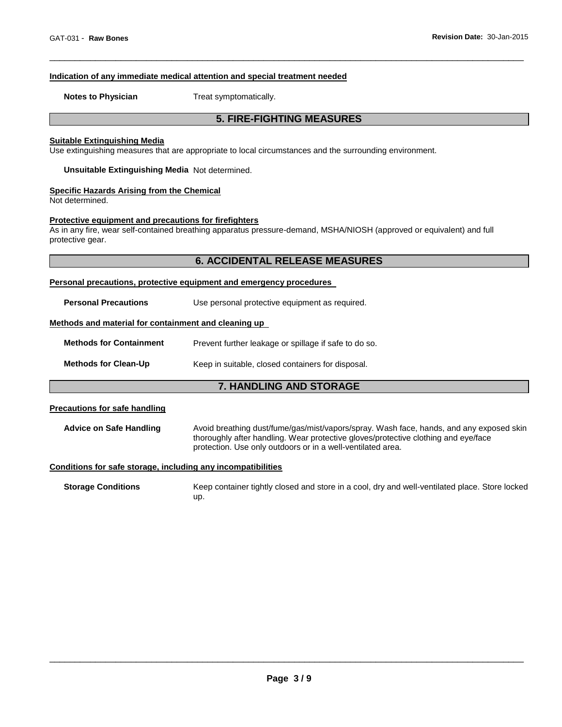### Indication of any immediate medical attention and special treatment needed

**Notes to Physician** Treat symptomatically.

## 5. FIRE-FIGHTING MEASURES

### Suitable Extinguishing Media

Use extinguishing measures that are appropriate to local circumstances and the surrounding environment.

**Unsuitable Extinguishing Media** Not determined.

### Specific Hazards Arising from the Chemical

Not determined.

### Protective equipment and precautions for firefighters

As in any fire, wear self-contained breathing apparatus pressure-demand, MSHA/NIOSH (approved or equivalent) and full protective gear.

## 6. ACCIDENTAL RELEASE MEASURES

### Personal precautions, protective equipment and emergency procedures

**Personal Precautions** Use personal protective equipment as required.

### Methods and material for containment and cleaning up

**Methods for Containment** Prevent further leakage or spillage if safe to do so.

**Methods for Clean-Up** Keep in suitable, closed containers for disposal.

## 7. HANDLING AND STORAGE

### Precautions for safe handling

**Advice on Safe Handling** Avoid breathing dust/fume/gas/mist/vapors/spray. Wash face, hands, and any exposed skin thoroughly after handling. Wear protective gloves/protective clothing and eye/face protection. Use only outdoors or in a well-ventilated area.

### Conditions for safe storage, including any incompatibilities

**Storage Conditions** Keep container tightly closed and store in a cool, dry and well-ventilated place. Store locked up.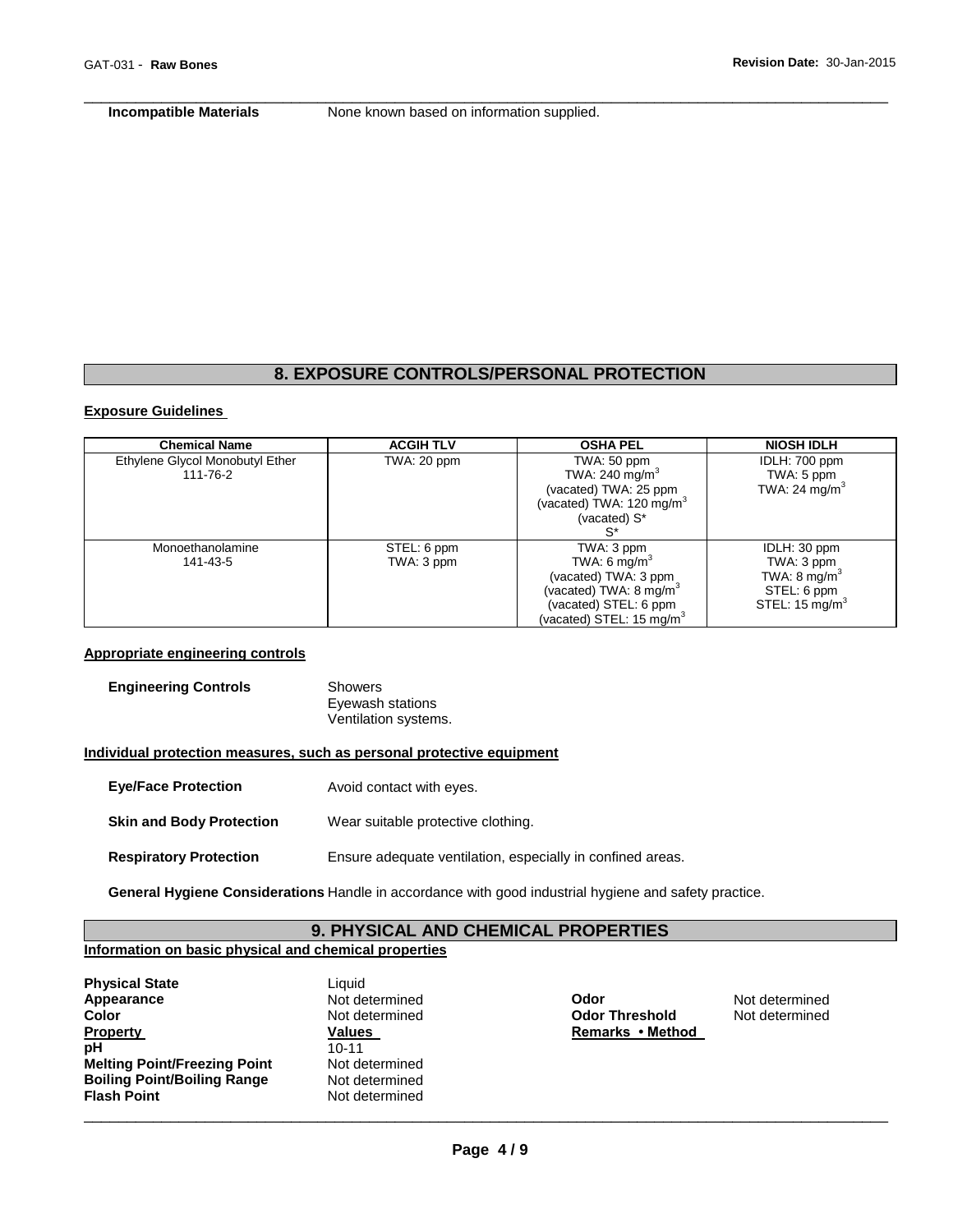**Incompatible Materials** None known based on information supplied.

## 8. EXPOSURE CONTROLS/PERSONAL PROTECTION

### Exposure Guidelines

| Chemical Name | ACGIH TLV | OSHA PEL | NIOSH IDLH |
|---|---|---|---|
| Ethylene Glycol Monobutyl Ether 111-76-2 | TWA: 20 ppm | TWA: 50 ppm<br>TWA: 240 $mg/m^3$<br>(vacated) TWA: 25 ppm<br>(vacated) TWA: 120 $mg/m^3$<br>(vacated) S*<br>S* | IDLH: 700 ppm<br>TWA: 5 ppm<br>TWA: 24 $mg/m^3$ |
| Monoethanolamine 141-43-5 | STEL: 6 ppm<br>TWA: 3 ppm | TWA: 3 ppm<br>TWA: 6 $mg/m^3$<br>(vacated) TWA: 3 ppm<br>(vacated) TWA: 8 $mg/m^3$<br>(vacated) STEL: 6 ppm<br>(vacated) STEL: 15 $mg/m^3$ | IDLH: 30 ppm<br>TWA: 3 ppm<br>TWA: 8 $mg/m^3$<br>STEL: 6 ppm<br>STEL: 15 $mg/m^3$ |

### Appropriate engineering controls

**Engineering Controls** Showers
Eyewash stations
Ventilation systems.

### Individual protection measures, such as personal protective equipment

**Eye/Face Protection** Avoid contact with eyes.

**Skin and Body Protection** Wear suitable protective clothing.

**Respiratory Protection** Ensure adequate ventilation, especially in confined areas.

**General Hygiene Considerations** Handle in accordance with good industrial hygiene and safety practice.

## 9. PHYSICAL AND CHEMICAL PROPERTIES

### Information on basic physical and chemical properties

**Physical State** Liquid
**Appearance** Not determined
**Color** Not determined
**Odor** Not determined
**Odor Threshold** Not determined

| Property | Values | Remarks • Method |
|---|---|---|
| pH | 10-11 | |
| Melting Point/Freezing Point | Not determined | |
| Boiling Point/Boiling Range | Not determined | |
| Flash Point | Not determined | |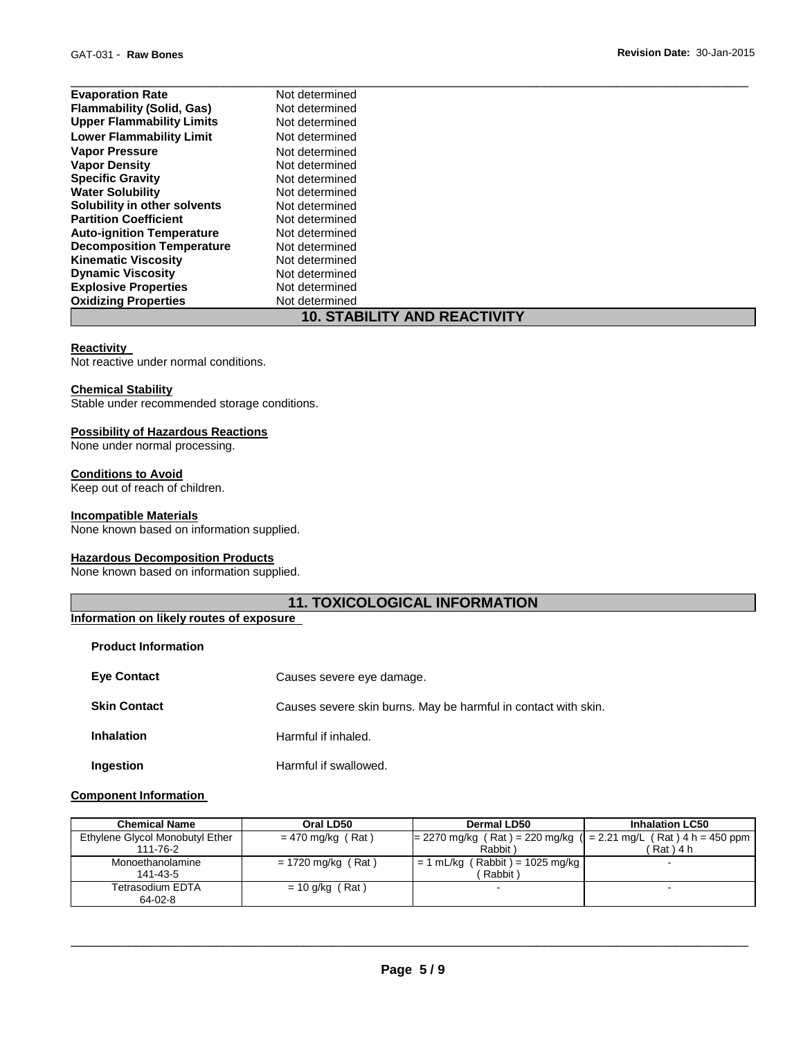| | |
|---|---|
| **Evaporation Rate** | Not determined |
| **Flammability (Solid, Gas)** | Not determined |
| **Upper Flammability Limits** | Not determined |
| **Lower Flammability Limit** | Not determined |
| **Vapor Pressure** | Not determined |
| **Vapor Density** | Not determined |
| **Specific Gravity** | Not determined |
| **Water Solubility** | Not determined |
| **Solubility in other solvents** | Not determined |
| **Partition Coefficient** | Not determined |
| **Auto-ignition Temperature** | Not determined |
| **Decomposition Temperature** | Not determined |
| **Kinematic Viscosity** | Not determined |
| **Dynamic Viscosity** | Not determined |
| **Explosive Properties** | Not determined |
| **Oxidizing Properties** | Not determined |

## 10. STABILITY AND REACTIVITY

**Reactivity**

Not reactive under normal conditions.

**Chemical Stability**

Stable under recommended storage conditions.

**Possibility of Hazardous Reactions**

None under normal processing.

**Conditions to Avoid**

Keep out of reach of children.

**Incompatible Materials**

None known based on information supplied.

**Hazardous Decomposition Products**

None known based on information supplied.

## 11. TOXICOLOGICAL INFORMATION

**Information on likely routes of exposure**

**Product Information**

| | |
|---|---|
| **Eye Contact** | Causes severe eye damage. |
| **Skin Contact** | Causes severe skin burns. May be harmful in contact with skin. |
| **Inhalation** | Harmful if inhaled. |
| **Ingestion** | Harmful if swallowed. |

**Component Information**

| Chemical Name | Oral LD50 | Dermal LD50 | Inhalation LC50 |
|---|---|---|---|
| Ethylene Glycol Monobutyl Ether 111-76-2 | = 470 mg/kg ( Rat ) | = 2270 mg/kg ( Rat ) = 220 mg/kg ( Rabbit ) | = 2.21 mg/L ( Rat ) 4 h = 450 ppm ( Rat ) 4 h |
| Monoethanolamine 141-43-5 | = 1720 mg/kg ( Rat ) | = 1 mL/kg ( Rabbit ) = 1025 mg/kg ( Rabbit ) | - |
| Tetrasodium EDTA 64-02-8 | = 10 g/kg ( Rat ) | - | - |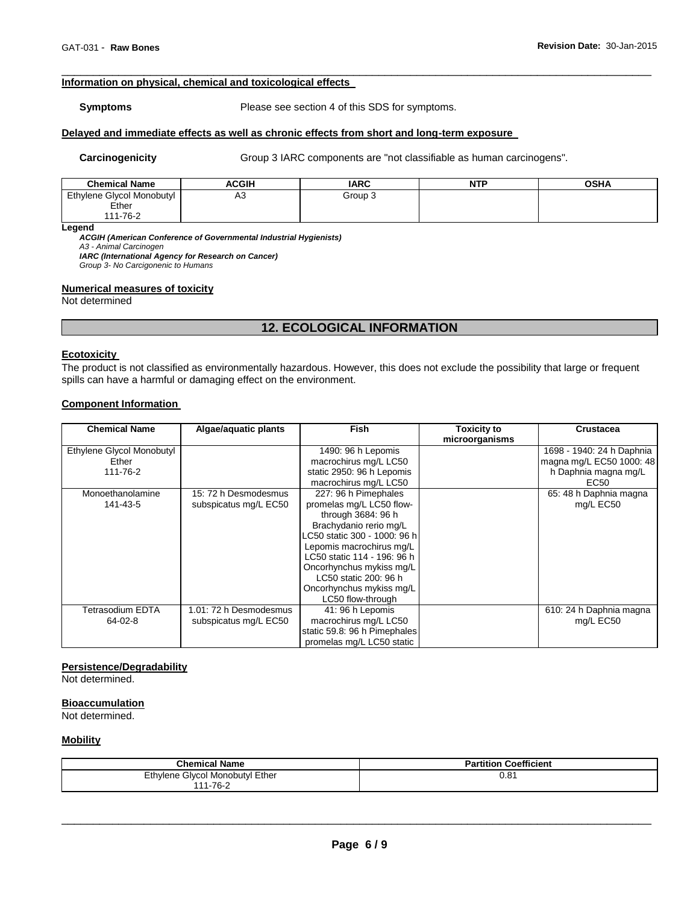#### Information on physical, chemical and toxicological effects

**Symptoms** Please see section 4 of this SDS for symptoms.

#### Delayed and immediate effects as well as chronic effects from short and long-term exposure

**Carcinogenicity** Group 3 IARC components are "not classifiable as human carcinogens".

| Chemical Name | ACGIH | IARC | NTP | OSHA |
|---|---|---|---|---|
| Ethylene Glycol Monobutyl Ether 111-76-2 | A3 | Group 3 | | |

**Legend**

***ACGIH (American Conference of Governmental Industrial Hygienists)***
*A3 - Animal Carcinogen*
***IARC (International Agency for Research on Cancer)***
*Group 3- No Carcigonenic to Humans*

#### Numerical measures of toxicity

Not determined

## 12. ECOLOGICAL INFORMATION

#### Ecotoxicity

The product is not classified as environmentally hazardous. However, this does not exclude the possibility that large or frequent spills can have a harmful or damaging effect on the environment.

#### Component Information

| Chemical Name | Algae/aquatic plants | Fish | Toxicity to microorganisms | Crustacea |
|---|---|---|---|---|
| Ethylene Glycol Monobutyl Ether 111-76-2 | | 1490: 96 h Lepomis macrochirus mg/L LC50 static 2950: 96 h Lepomis macrochirus mg/L LC50 | | 1698 - 1940: 24 h Daphnia magna mg/L EC50 1000: 48 h Daphnia magna mg/L EC50 |
| Monoethanolamine 141-43-5 | 15: 72 h Desmodesmus subspicatus mg/L EC50 | 227: 96 h Pimephales promelas mg/L LC50 flow-through 3684: 96 h Brachydanio rerio mg/L LC50 static 300 - 1000: 96 h Lepomis macrochirus mg/L LC50 static 114 - 196: 96 h Oncorhynchus mykiss mg/L LC50 static 200: 96 h Oncorhynchus mykiss mg/L LC50 flow-through | | 65: 48 h Daphnia magna mg/L EC50 |
| Tetrasodium EDTA 64-02-8 | 1.01: 72 h Desmodesmus subspicatus mg/L EC50 | 41: 96 h Lepomis macrochirus mg/L LC50 static 59.8: 96 h Pimephales promelas mg/L LC50 static | | 610: 24 h Daphnia magna mg/L EC50 |

#### Persistence/Degradability

Not determined.

#### Bioaccumulation

Not determined.

#### Mobility

| Chemical Name | Partition Coefficient |
|---|---|
| Ethylene Glycol Monobutyl Ether 111-76-2 | 0.81 |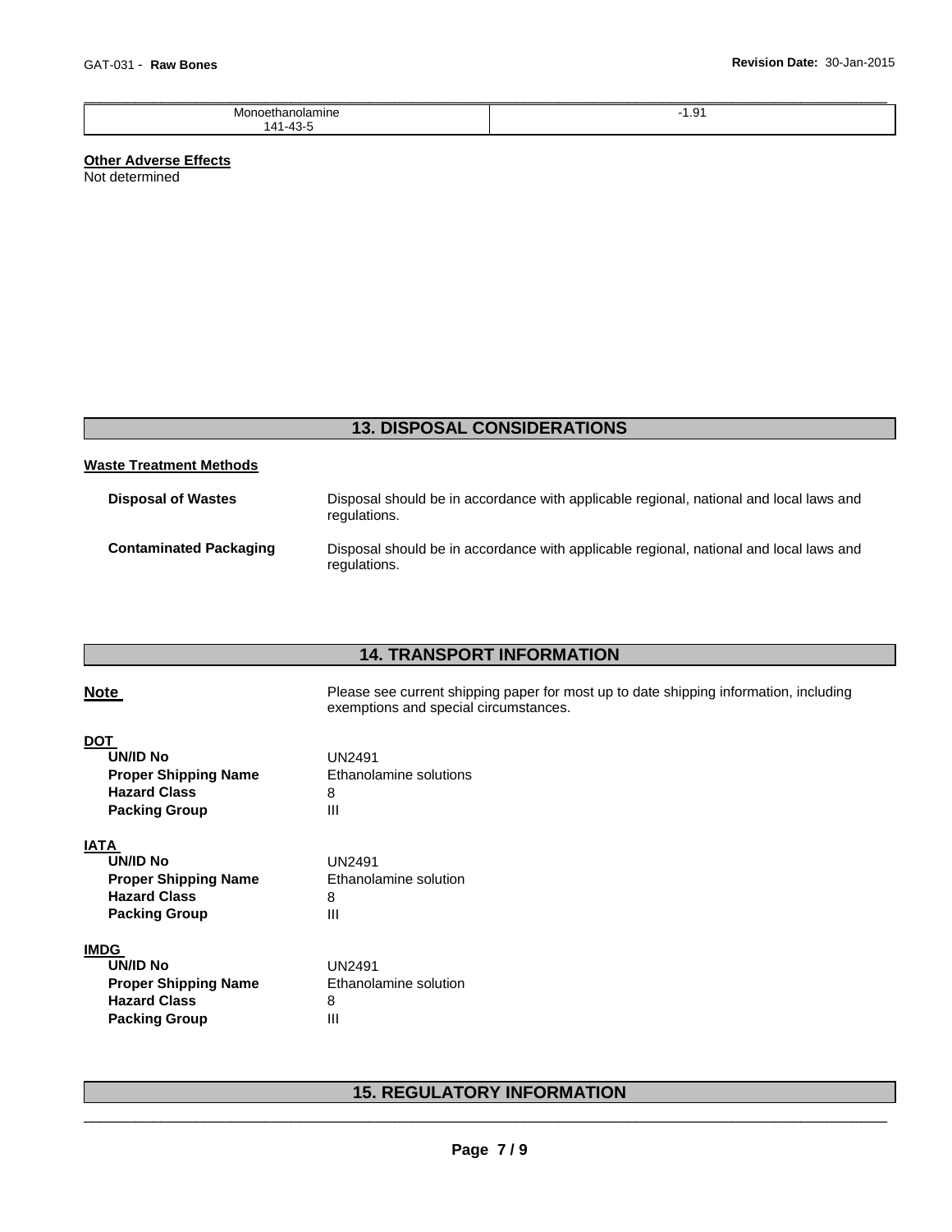| Monoethanolamine 141-43-5 | -1.91 |
|---|---|

**Other Adverse Effects**
Not determined

## 13. DISPOSAL CONSIDERATIONS

**Waste Treatment Methods**

**Disposal of Wastes** Disposal should be in accordance with applicable regional, national and local laws and regulations.

**Contaminated Packaging** Disposal should be in accordance with applicable regional, national and local laws and regulations.

## 14. TRANSPORT INFORMATION

**Note** Please see current shipping paper for most up to date shipping information, including exemptions and special circumstances.

**DOT**

| | |
|---|---|
| **UN/ID No** | UN2491 |
| **Proper Shipping Name** | Ethanolamine solutions |
| **Hazard Class** | 8 |
| **Packing Group** | III |

**IATA**

| | |
|---|---|
| **UN/ID No** | UN2491 |
| **Proper Shipping Name** | Ethanolamine solution |
| **Hazard Class** | 8 |
| **Packing Group** | III |

**IMDG**

| | |
|---|---|
| **UN/ID No** | UN2491 |
| **Proper Shipping Name** | Ethanolamine solution |
| **Hazard Class** | 8 |
| **Packing Group** | III |

## 15. REGULATORY INFORMATION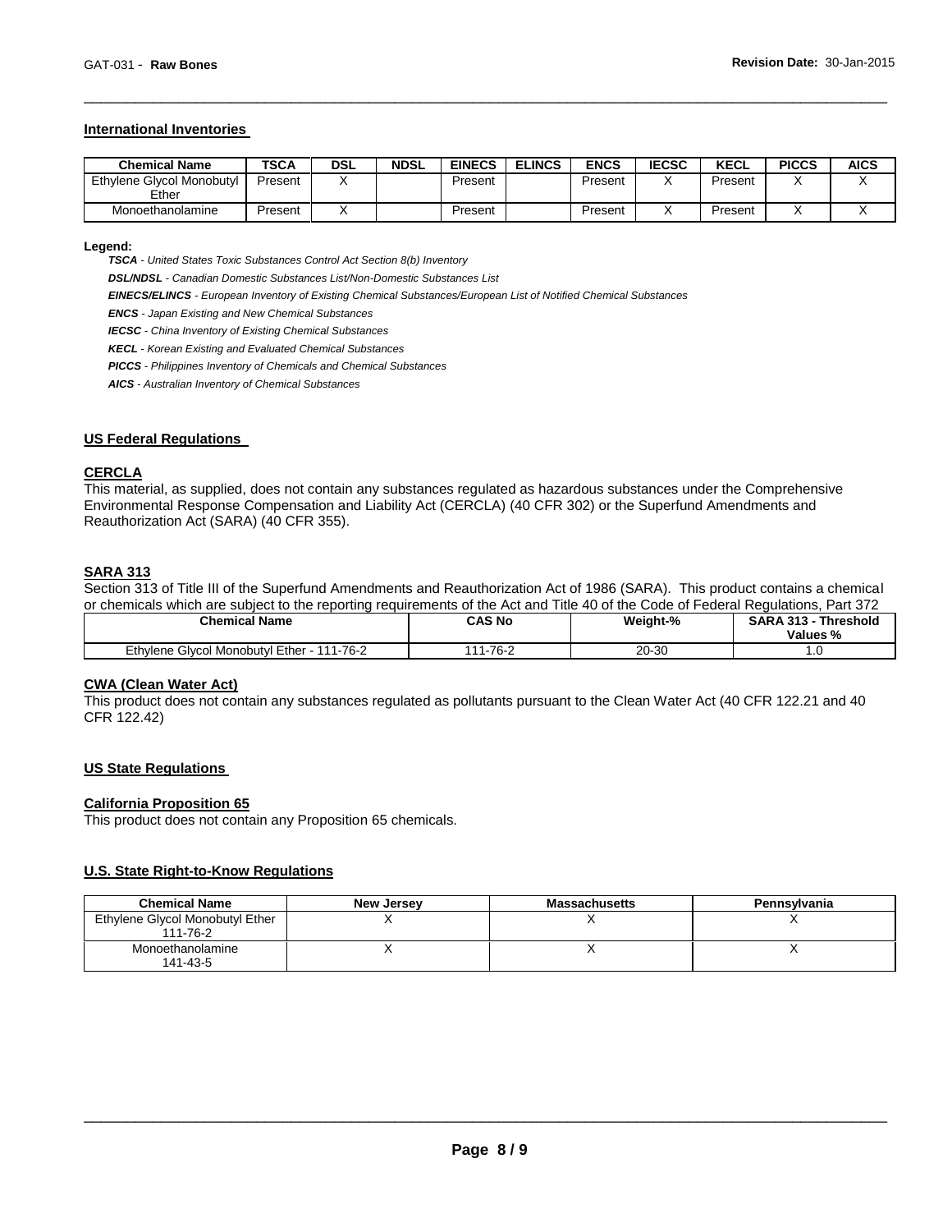## International Inventories

| Chemical Name | TSCA | DSL | NDSL | EINECS | ELINCS | ENCS | IECSC | KECL | PICCS | AICS |
|---|---|---|---|---|---|---|---|---|---|---|
| Ethylene Glycol Monobutyl Ether | Present | X | | Present | | Present | X | Present | X | X |
| Monoethanolamine | Present | X | | Present | | Present | X | Present | X | X |

**Legend:**

***TSCA*** *- United States Toxic Substances Control Act Section 8(b) Inventory*

***DSL/NDSL*** *- Canadian Domestic Substances List/Non-Domestic Substances List*

***EINECS/ELINCS*** *- European Inventory of Existing Chemical Substances/European List of Notified Chemical Substances*

***ENCS*** *- Japan Existing and New Chemical Substances*

***IECSC*** *- China Inventory of Existing Chemical Substances*

***KECL*** *- Korean Existing and Evaluated Chemical Substances*

***PICCS*** *- Philippines Inventory of Chemicals and Chemical Substances*

***AICS*** *- Australian Inventory of Chemical Substances*

## US Federal Regulations

### CERCLA

This material, as supplied, does not contain any substances regulated as hazardous substances under the Comprehensive Environmental Response Compensation and Liability Act (CERCLA) (40 CFR 302) or the Superfund Amendments and Reauthorization Act (SARA) (40 CFR 355).

### SARA 313

Section 313 of Title III of the Superfund Amendments and Reauthorization Act of 1986 (SARA). This product contains a chemical or chemicals which are subject to the reporting requirements of the Act and Title 40 of the Code of Federal Regulations, Part 372

| Chemical Name | CAS No | Weight-% | SARA 313 - Threshold Values % |
|---|---|---|---|
| Ethylene Glycol Monobutyl Ether - 111-76-2 | 111-76-2 | 20-30 | 1.0 |

### CWA (Clean Water Act)

This product does not contain any substances regulated as pollutants pursuant to the Clean Water Act (40 CFR 122.21 and 40 CFR 122.42)

## US State Regulations

### California Proposition 65

This product does not contain any Proposition 65 chemicals.

### U.S. State Right-to-Know Regulations

| Chemical Name | New Jersey | Massachusetts | Pennsylvania |
|---|---|---|---|
| Ethylene Glycol Monobutyl Ether 111-76-2 | X | X | X |
| Monoethanolamine 141-43-5 | X | X | X |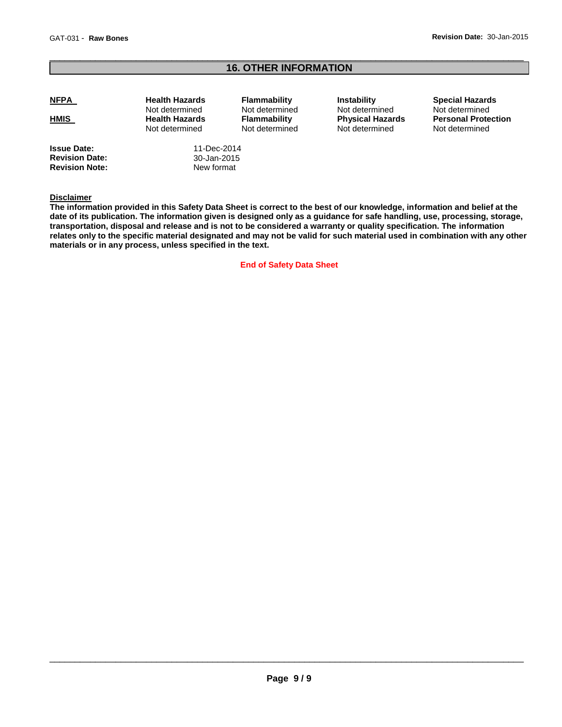## 16. OTHER INFORMATION

| | | | | |
|---|---|---|---|---|
| **NFPA** | **Health Hazards** | **Flammability** | **Instability** | **Special Hazards** |
| | Not determined | Not determined | Not determined | Not determined |
| **HMIS** | **Health Hazards** | **Flammability** | **Physical Hazards** | **Personal Protection** |
| | Not determined | Not determined | Not determined | Not determined |

**Issue Date:** 11-Dec-2014
**Revision Date:** 30-Jan-2015
**Revision Note:** New format

**Disclaimer**

**The information provided in this Safety Data Sheet is correct to the best of our knowledge, information and belief at the date of its publication. The information given is designed only as a guidance for safe handling, use, processing, storage, transportation, disposal and release and is not to be considered a warranty or quality specification. The information relates only to the specific material designated and may not be valid for such material used in combination with any other materials or in any process, unless specified in the text.**

**End of Safety Data Sheet**